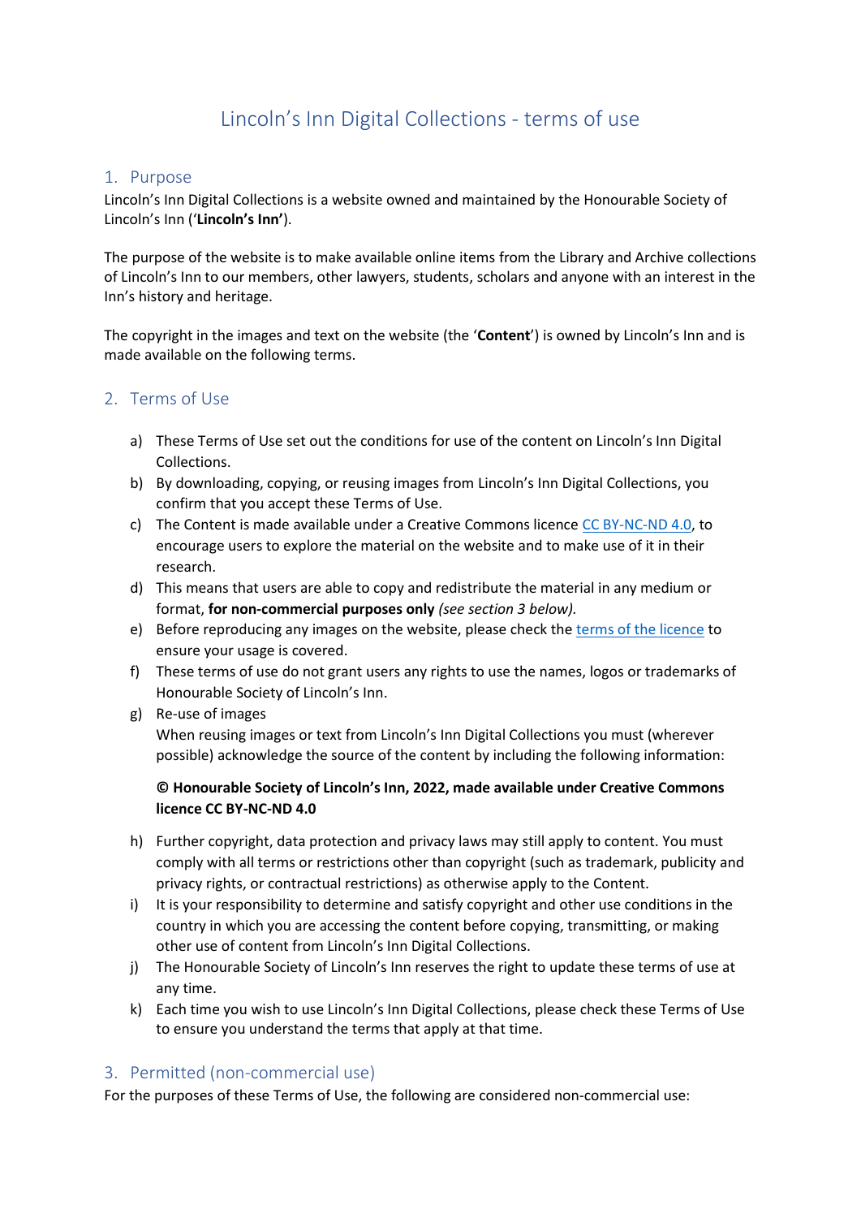# Lincoln's Inn Digital Collections - terms of use

## 1. Purpose

Lincoln's Inn Digital Collections is a website owned and maintained by the Honourable Society of Lincoln's Inn ('**Lincoln's Inn'**).

The purpose of the website is to make available online items from the Library and Archive collections of Lincoln's Inn to our members, other lawyers, students, scholars and anyone with an interest in the Inn's history and heritage.

The copyright in the images and text on the website (the '**Content**') is owned by Lincoln's Inn and is made available on the following terms.

## 2. Terms of Use

a) These Terms of Use set out the conditions for use of the content on Lincoln's Inn Digital Collections.

b) By downloading, copying, or reusing images from Lincoln's Inn Digital Collections, you confirm that you accept these Terms of Use.

c) The Content is made available under a Creative Commons licence CC BY-NC-ND 4.0, to encourage users to explore the material on the website and to make use of it in their research.

d) This means that users are able to copy and redistribute the material in any medium or format, **for non-commercial purposes only** *(see section 3 below).*

e) Before reproducing any images on the website, please check the terms of the licence to ensure your usage is covered.

f) These terms of use do not grant users any rights to use the names, logos or trademarks of Honourable Society of Lincoln's Inn.

g) Re-use of images
When reusing images or text from Lincoln's Inn Digital Collections you must (wherever possible) acknowledge the source of the content by including the following information:

**© Honourable Society of Lincoln's Inn, 2022, made available under Creative Commons licence CC BY-NC-ND 4.0**

h) Further copyright, data protection and privacy laws may still apply to content. You must comply with all terms or restrictions other than copyright (such as trademark, publicity and privacy rights, or contractual restrictions) as otherwise apply to the Content.

i) It is your responsibility to determine and satisfy copyright and other use conditions in the country in which you are accessing the content before copying, transmitting, or making other use of content from Lincoln's Inn Digital Collections.

j) The Honourable Society of Lincoln's Inn reserves the right to update these terms of use at any time.

k) Each time you wish to use Lincoln's Inn Digital Collections, please check these Terms of Use to ensure you understand the terms that apply at that time.

## 3. Permitted (non-commercial use)

For the purposes of these Terms of Use, the following are considered non-commercial use: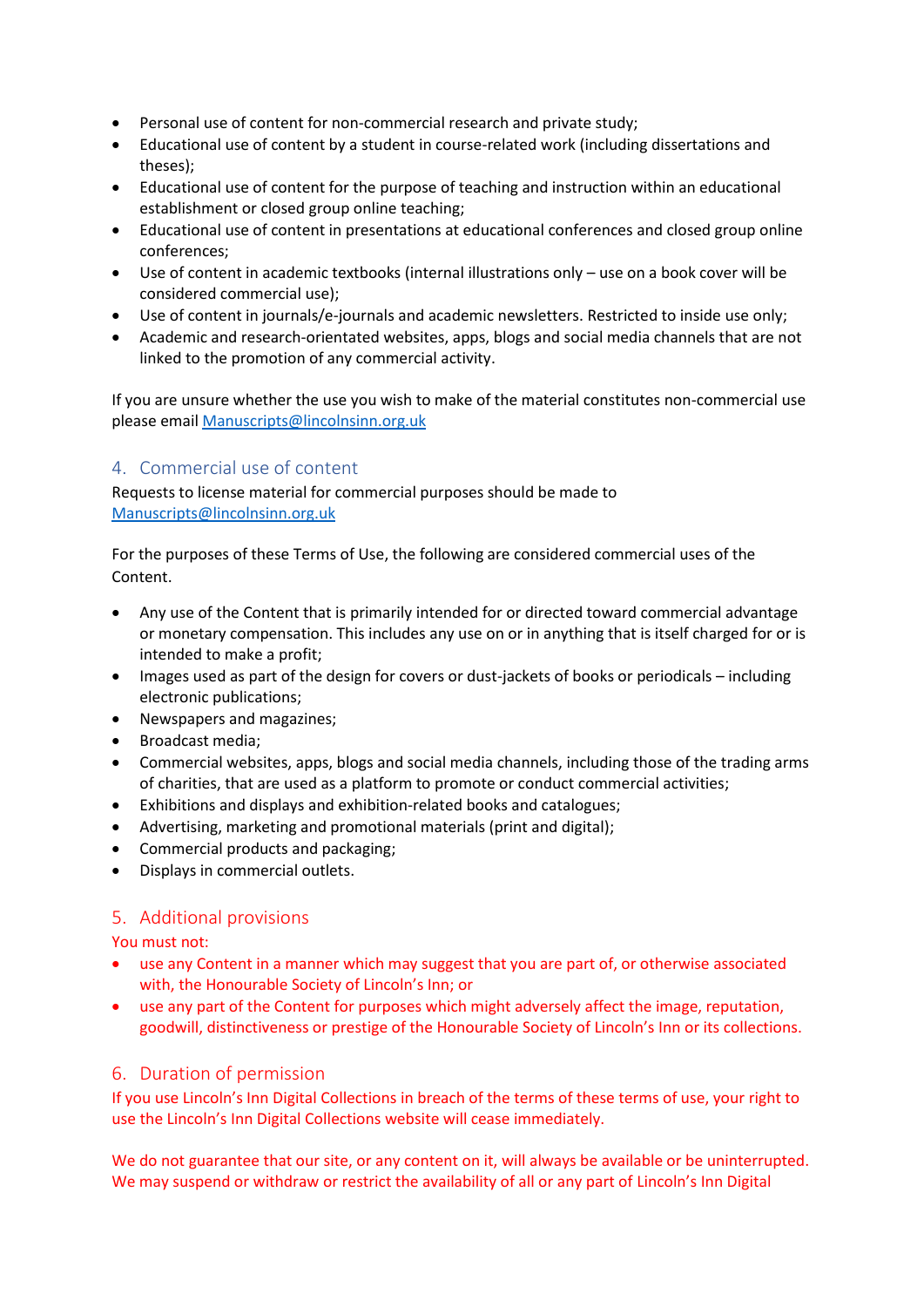- Personal use of content for non-commercial research and private study;
- Educational use of content by a student in course-related work (including dissertations and theses);
- Educational use of content for the purpose of teaching and instruction within an educational establishment or closed group online teaching;
- Educational use of content in presentations at educational conferences and closed group online conferences;
- Use of content in academic textbooks (internal illustrations only – use on a book cover will be considered commercial use);
- Use of content in journals/e-journals and academic newsletters. Restricted to inside use only;
- Academic and research-orientated websites, apps, blogs and social media channels that are not linked to the promotion of any commercial activity.

If you are unsure whether the use you wish to make of the material constitutes non-commercial use please email [Manuscripts@lincolnsinn.org.uk](mailto:Manuscripts@lincolnsinn.org.uk)

## 4. Commercial use of content

Requests to license material for commercial purposes should be made to [Manuscripts@lincolnsinn.org.uk](mailto:Manuscripts@lincolnsinn.org.uk)

For the purposes of these Terms of Use, the following are considered commercial uses of the Content.

- Any use of the Content that is primarily intended for or directed toward commercial advantage or monetary compensation. This includes any use on or in anything that is itself charged for or is intended to make a profit;
- Images used as part of the design for covers or dust-jackets of books or periodicals – including electronic publications;
- Newspapers and magazines;
- Broadcast media;
- Commercial websites, apps, blogs and social media channels, including those of the trading arms of charities, that are used as a platform to promote or conduct commercial activities;
- Exhibitions and displays and exhibition-related books and catalogues;
- Advertising, marketing and promotional materials (print and digital);
- Commercial products and packaging;
- Displays in commercial outlets.

## 5. Additional provisions

You must not:

- use any Content in a manner which may suggest that you are part of, or otherwise associated with, the Honourable Society of Lincoln's Inn; or
- use any part of the Content for purposes which might adversely affect the image, reputation, goodwill, distinctiveness or prestige of the Honourable Society of Lincoln's Inn or its collections.

## 6. Duration of permission

If you use Lincoln's Inn Digital Collections in breach of the terms of these terms of use, your right to use the Lincoln's Inn Digital Collections website will cease immediately.

We do not guarantee that our site, or any content on it, will always be available or be uninterrupted. We may suspend or withdraw or restrict the availability of all or any part of Lincoln's Inn Digital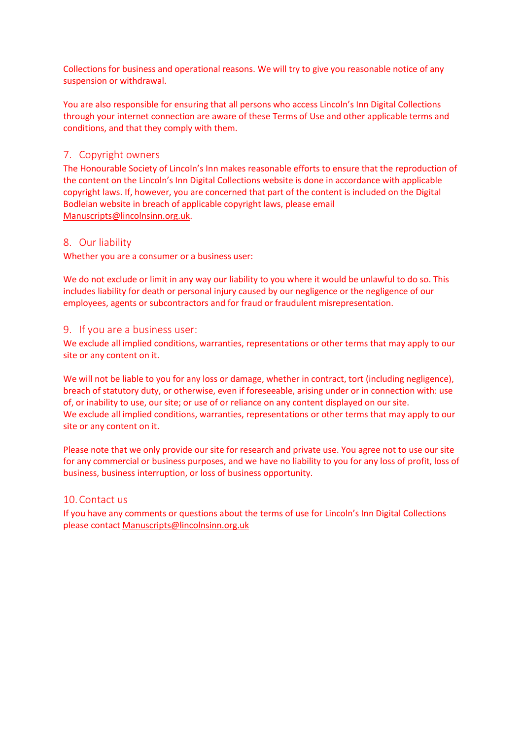Collections for business and operational reasons. We will try to give you reasonable notice of any suspension or withdrawal.

You are also responsible for ensuring that all persons who access Lincoln's Inn Digital Collections through your internet connection are aware of these Terms of Use and other applicable terms and conditions, and that they comply with them.

## 7. Copyright owners

The Honourable Society of Lincoln's Inn makes reasonable efforts to ensure that the reproduction of the content on the Lincoln's Inn Digital Collections website is done in accordance with applicable copyright laws. If, however, you are concerned that part of the content is included on the Digital Bodleian website in breach of applicable copyright laws, please email Manuscripts@lincolnsinn.org.uk.

## 8. Our liability

Whether you are a consumer or a business user:

We do not exclude or limit in any way our liability to you where it would be unlawful to do so. This includes liability for death or personal injury caused by our negligence or the negligence of our employees, agents or subcontractors and for fraud or fraudulent misrepresentation.

## 9. If you are a business user:

We exclude all implied conditions, warranties, representations or other terms that may apply to our site or any content on it.

We will not be liable to you for any loss or damage, whether in contract, tort (including negligence), breach of statutory duty, or otherwise, even if foreseeable, arising under or in connection with: use of, or inability to use, our site; or use of or reliance on any content displayed on our site.
We exclude all implied conditions, warranties, representations or other terms that may apply to our site or any content on it.

Please note that we only provide our site for research and private use. You agree not to use our site for any commercial or business purposes, and we have no liability to you for any loss of profit, loss of business, business interruption, or loss of business opportunity.

## 10. Contact us

If you have any comments or questions about the terms of use for Lincoln's Inn Digital Collections please contact Manuscripts@lincolnsinn.org.uk